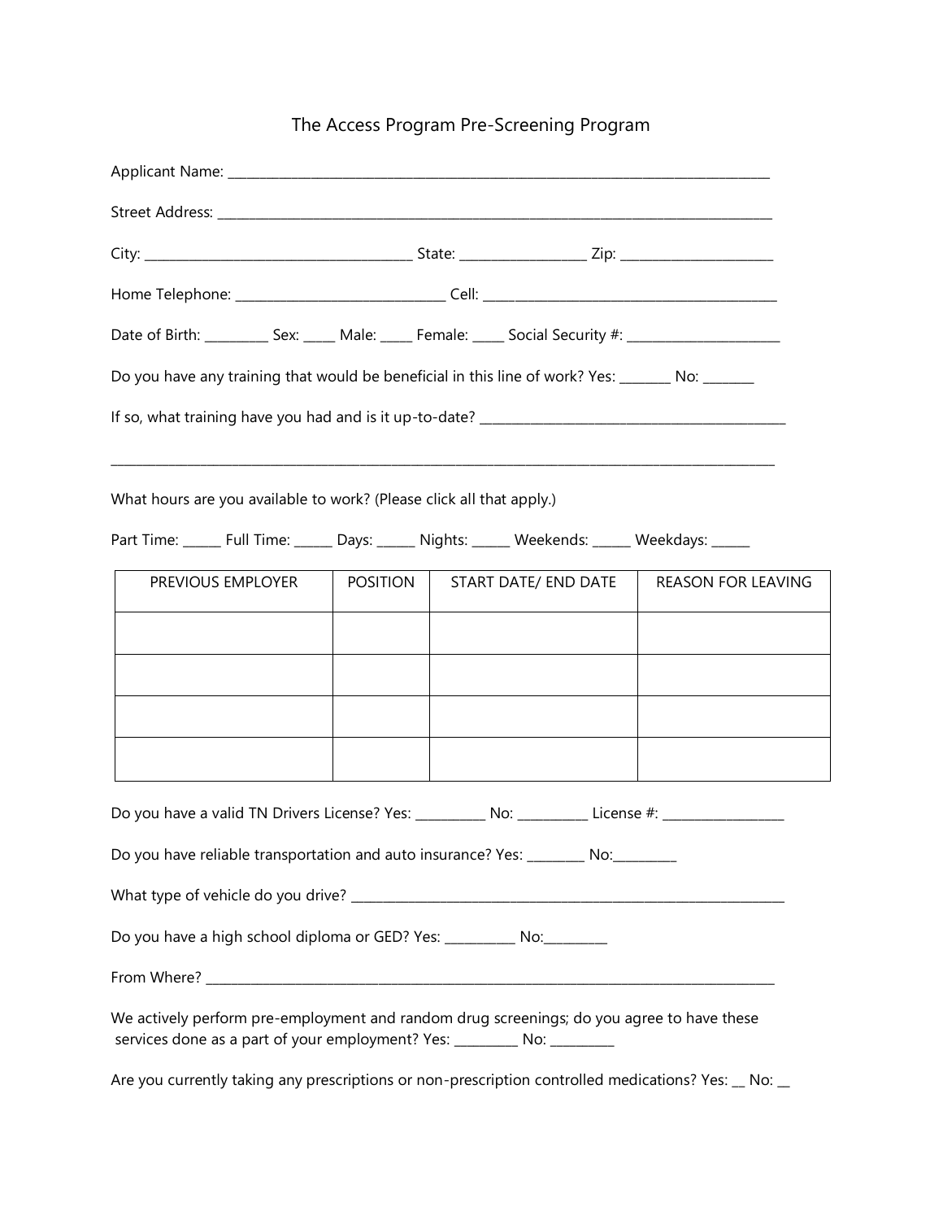# The Access Program Pre-Screening Program

Applicant Name: ______________________________________________________________________________

Street Address: ______________________________________________________________________________

City: ____________________________________ State: _________________ Zip: _____________________

Home Telephone: _____________________________ Cell: _________________________________________

Date of Birth: _________ Sex: _____ Male: _____ Female: _____ Social Security #: ______________________

Do you have any training that would be beneficial in this line of work? Yes: ________ No: ________

If so, what training have you had and is it up-to-date? ________________________________________________

______________________________________________________________________________________________

What hours are you available to work? (Please click all that apply.)

Part Time: ______ Full Time: ______ Days: ______ Nights: ______ Weekends: ______ Weekdays: ______

| PREVIOUS EMPLOYER | POSITION | START DATE/ END DATE | REASON FOR LEAVING |
|---|---|---|---|
| | | | |
| | | | |
| | | | |
| | | | |

Do you have a valid TN Drivers License? Yes: __________ No: __________ License #: _________________

Do you have reliable transportation and auto insurance? Yes: ________ No:_________

What type of vehicle do you drive? _____________________________________________________________

Do you have a high school diploma or GED? Yes: __________ No:_________

From Where? ________________________________________________________________________________

We actively perform pre-employment and random drug screenings; do you agree to have these services done as a part of your employment? Yes: _________ No: _________

Are you currently taking any prescriptions or non-prescription controlled medications? Yes: __ No: __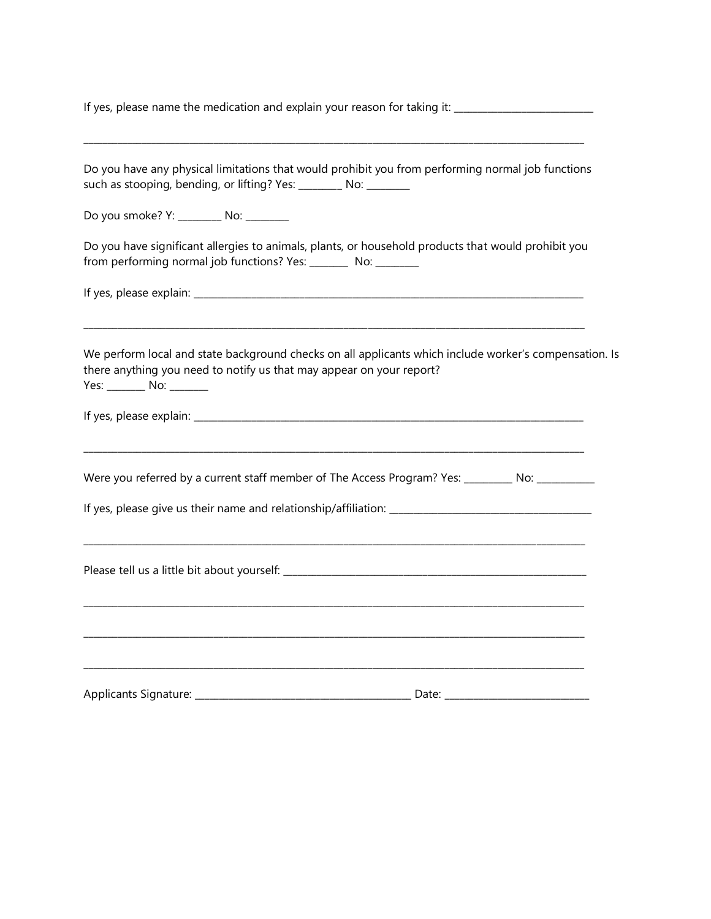If yes, please name the medication and explain your reason for taking it: ____________________________

______________________________________________________________________________________________

Do you have any physical limitations that would prohibit you from performing normal job functions such as stooping, bending, or lifting? Yes: _________ No: _________

Do you smoke? Y: _________ No: _________

Do you have significant allergies to animals, plants, or household products that would prohibit you from performing normal job functions? Yes: ________ No: _________

If yes, please explain: ________________________________________________________________________________

______________________________________________________________________________________________

We perform local and state background checks on all applicants which include worker's compensation. Is there anything you need to notify us that may appear on your report?
Yes: ________ No: ________

If yes, please explain: ________________________________________________________________________________

______________________________________________________________________________________________

Were you referred by a current staff member of The Access Program? Yes: __________ No: ____________

If yes, please give us their name and relationship/affiliation: _________________________________________

______________________________________________________________________________________________

Please tell us a little bit about yourself: _________________________________________________________________

______________________________________________________________________________________________

______________________________________________________________________________________________

______________________________________________________________________________________________

Applicants Signature: ____________________________________________ Date: _____________________________